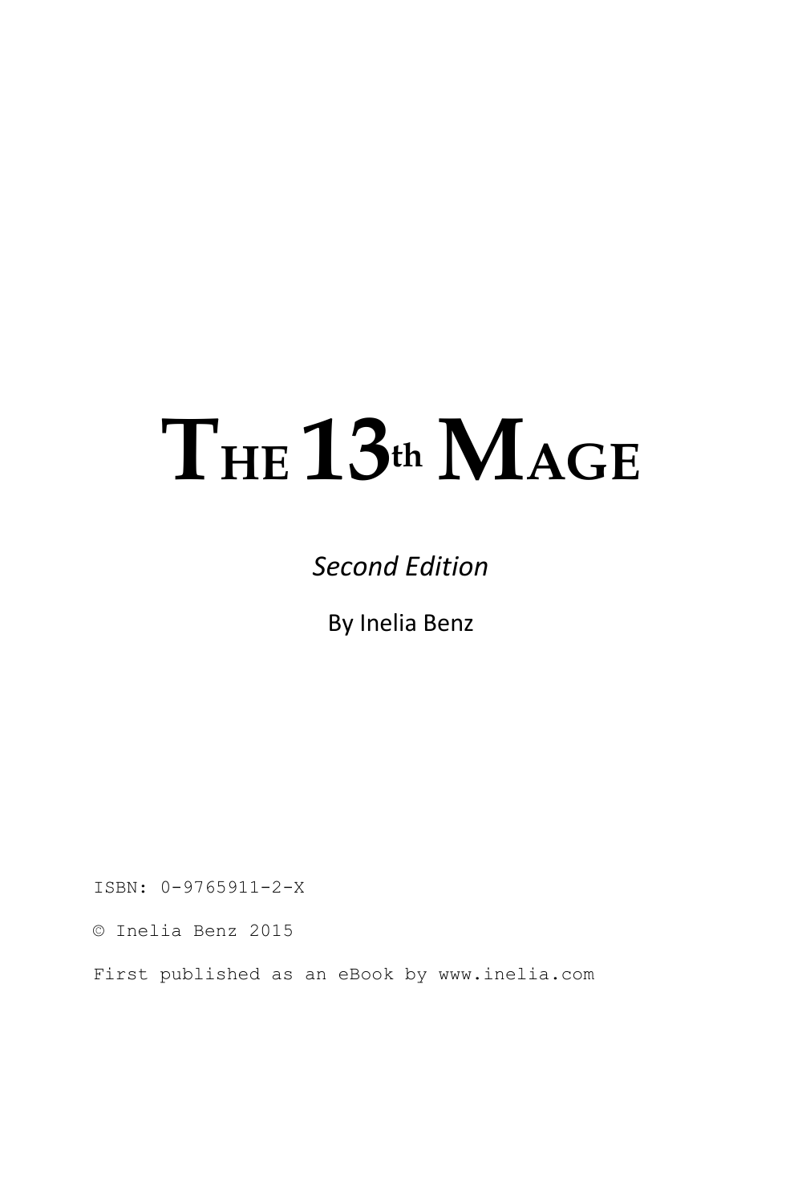# THE 13th MAGE

*Second Edition*

By Inelia Benz

ISBN: 0-9765911-2-X

© Inelia Benz 2015

First published as an eBook by www.inelia.com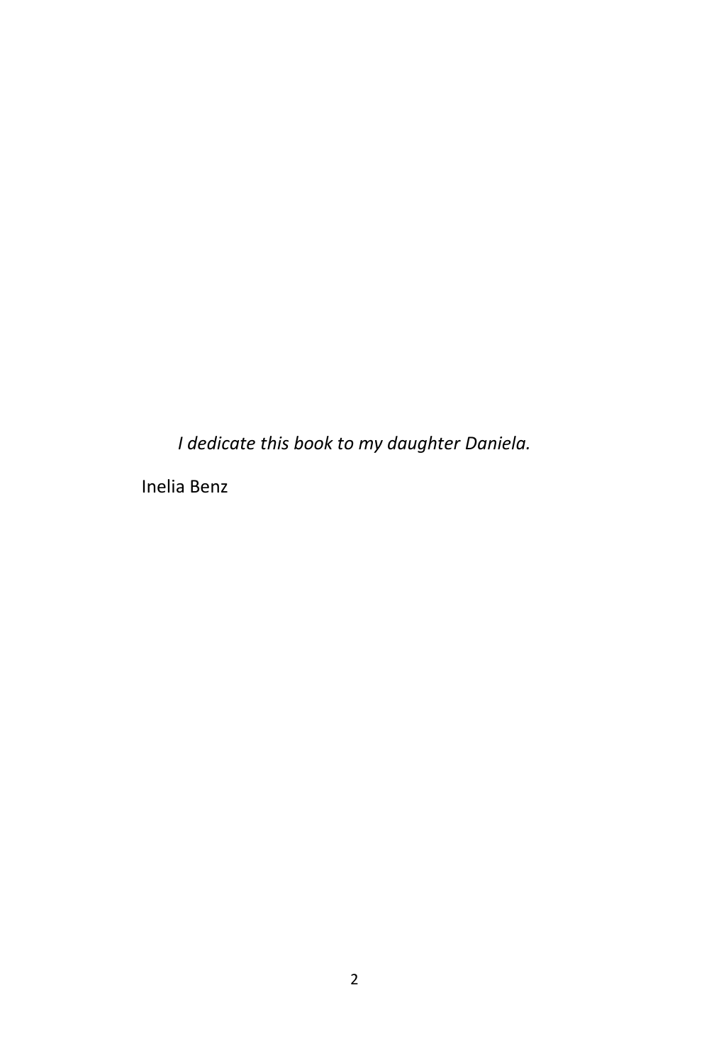*I dedicate this book to my daughter Daniela.*

Inelia Benz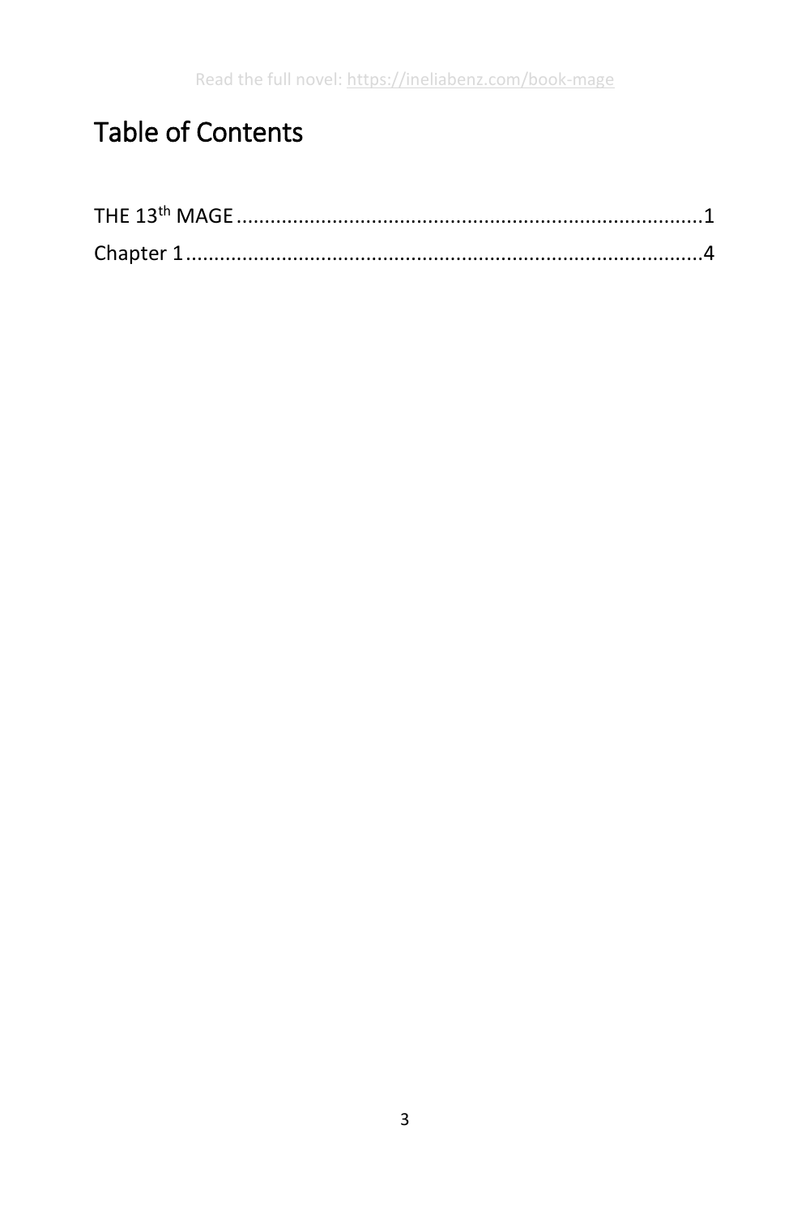# Table of Contents

THE 13$^{th}$ MAGE ........................................................................................1

Chapter 1 .....................................................................................................4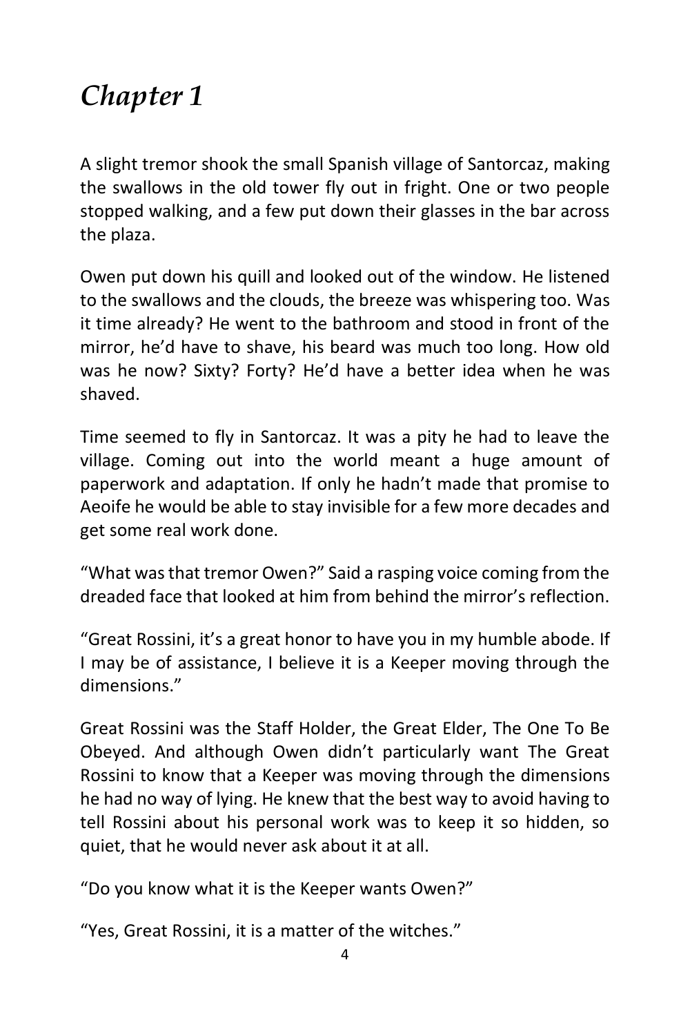# *Chapter 1*

A slight tremor shook the small Spanish village of Santorcaz, making the swallows in the old tower fly out in fright. One or two people stopped walking, and a few put down their glasses in the bar across the plaza.

Owen put down his quill and looked out of the window. He listened to the swallows and the clouds, the breeze was whispering too. Was it time already? He went to the bathroom and stood in front of the mirror, he'd have to shave, his beard was much too long. How old was he now? Sixty? Forty? He'd have a better idea when he was shaved.

Time seemed to fly in Santorcaz. It was a pity he had to leave the village. Coming out into the world meant a huge amount of paperwork and adaptation. If only he hadn't made that promise to Aeoife he would be able to stay invisible for a few more decades and get some real work done.

"What was that tremor Owen?" Said a rasping voice coming from the dreaded face that looked at him from behind the mirror's reflection.

"Great Rossini, it's a great honor to have you in my humble abode. If I may be of assistance, I believe it is a Keeper moving through the dimensions."

Great Rossini was the Staff Holder, the Great Elder, The One To Be Obeyed. And although Owen didn't particularly want The Great Rossini to know that a Keeper was moving through the dimensions he had no way of lying. He knew that the best way to avoid having to tell Rossini about his personal work was to keep it so hidden, so quiet, that he would never ask about it at all.

"Do you know what it is the Keeper wants Owen?"

"Yes, Great Rossini, it is a matter of the witches."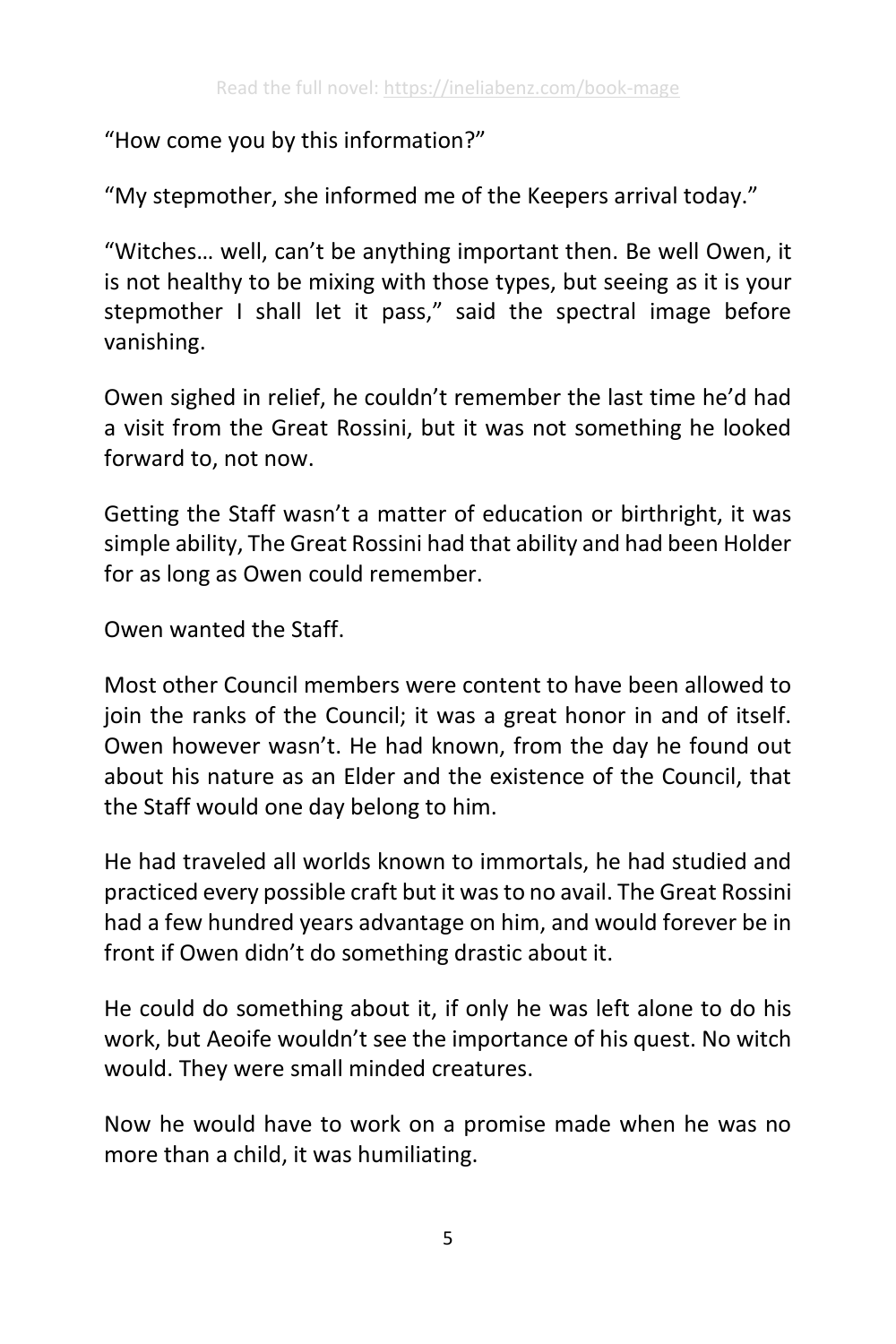"How come you by this information?"

"My stepmother, she informed me of the Keepers arrival today."

"Witches… well, can't be anything important then. Be well Owen, it is not healthy to be mixing with those types, but seeing as it is your stepmother I shall let it pass," said the spectral image before vanishing.

Owen sighed in relief, he couldn't remember the last time he'd had a visit from the Great Rossini, but it was not something he looked forward to, not now.

Getting the Staff wasn't a matter of education or birthright, it was simple ability, The Great Rossini had that ability and had been Holder for as long as Owen could remember.

Owen wanted the Staff.

Most other Council members were content to have been allowed to join the ranks of the Council; it was a great honor in and of itself. Owen however wasn't. He had known, from the day he found out about his nature as an Elder and the existence of the Council, that the Staff would one day belong to him.

He had traveled all worlds known to immortals, he had studied and practiced every possible craft but it was to no avail. The Great Rossini had a few hundred years advantage on him, and would forever be in front if Owen didn't do something drastic about it.

He could do something about it, if only he was left alone to do his work, but Aeoife wouldn't see the importance of his quest. No witch would. They were small minded creatures.

Now he would have to work on a promise made when he was no more than a child, it was humiliating.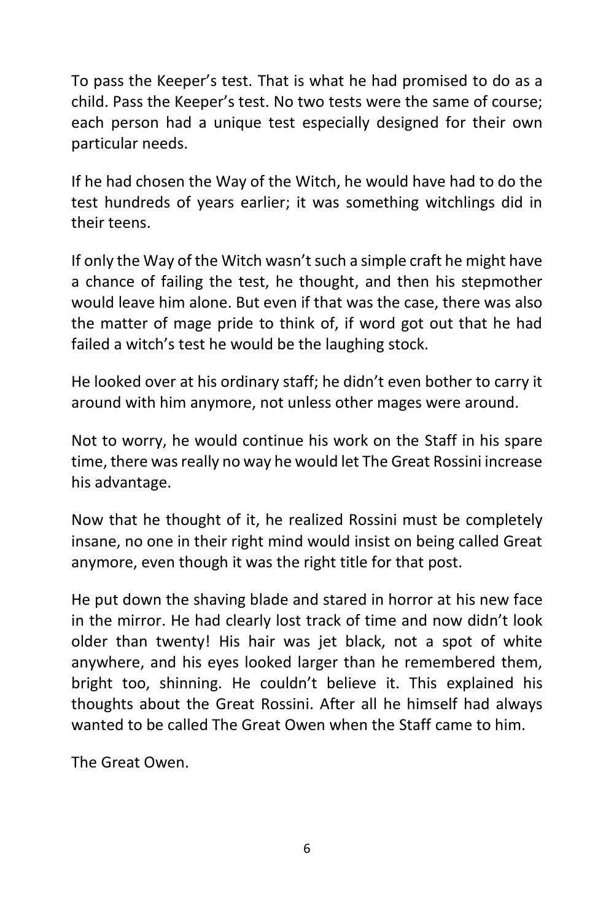To pass the Keeper's test. That is what he had promised to do as a child. Pass the Keeper's test. No two tests were the same of course; each person had a unique test especially designed for their own particular needs.

If he had chosen the Way of the Witch, he would have had to do the test hundreds of years earlier; it was something witchlings did in their teens.

If only the Way of the Witch wasn't such a simple craft he might have a chance of failing the test, he thought, and then his stepmother would leave him alone. But even if that was the case, there was also the matter of mage pride to think of, if word got out that he had failed a witch's test he would be the laughing stock.

He looked over at his ordinary staff; he didn't even bother to carry it around with him anymore, not unless other mages were around.

Not to worry, he would continue his work on the Staff in his spare time, there was really no way he would let The Great Rossini increase his advantage.

Now that he thought of it, he realized Rossini must be completely insane, no one in their right mind would insist on being called Great anymore, even though it was the right title for that post.

He put down the shaving blade and stared in horror at his new face in the mirror. He had clearly lost track of time and now didn't look older than twenty! His hair was jet black, not a spot of white anywhere, and his eyes looked larger than he remembered them, bright too, shinning. He couldn't believe it. This explained his thoughts about the Great Rossini. After all he himself had always wanted to be called The Great Owen when the Staff came to him.

The Great Owen.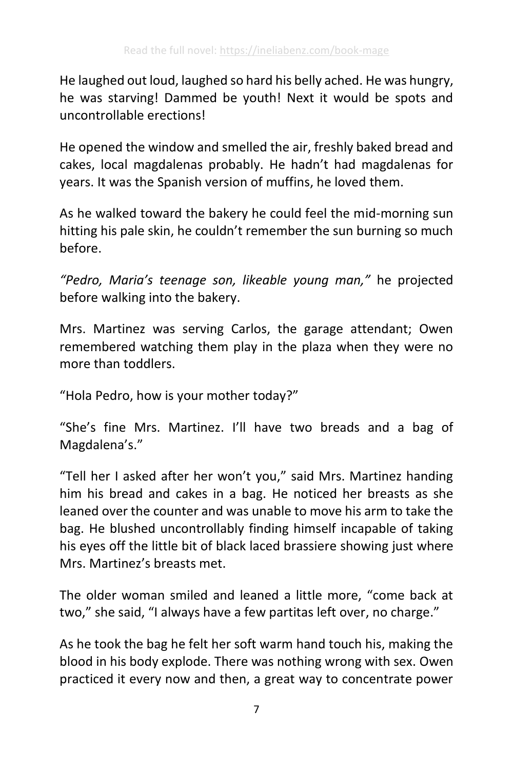He laughed out loud, laughed so hard his belly ached. He was hungry, he was starving! Dammed be youth! Next it would be spots and uncontrollable erections!

He opened the window and smelled the air, freshly baked bread and cakes, local magdalenas probably. He hadn't had magdalenas for years. It was the Spanish version of muffins, he loved them.

As he walked toward the bakery he could feel the mid-morning sun hitting his pale skin, he couldn't remember the sun burning so much before.

*"Pedro, Maria's teenage son, likeable young man,"* he projected before walking into the bakery.

Mrs. Martinez was serving Carlos, the garage attendant; Owen remembered watching them play in the plaza when they were no more than toddlers.

"Hola Pedro, how is your mother today?"

"She's fine Mrs. Martinez. I'll have two breads and a bag of Magdalena's."

"Tell her I asked after her won't you," said Mrs. Martinez handing him his bread and cakes in a bag. He noticed her breasts as she leaned over the counter and was unable to move his arm to take the bag. He blushed uncontrollably finding himself incapable of taking his eyes off the little bit of black laced brassiere showing just where Mrs. Martinez's breasts met.

The older woman smiled and leaned a little more, "come back at two," she said, "I always have a few partitas left over, no charge."

As he took the bag he felt her soft warm hand touch his, making the blood in his body explode. There was nothing wrong with sex. Owen practiced it every now and then, a great way to concentrate power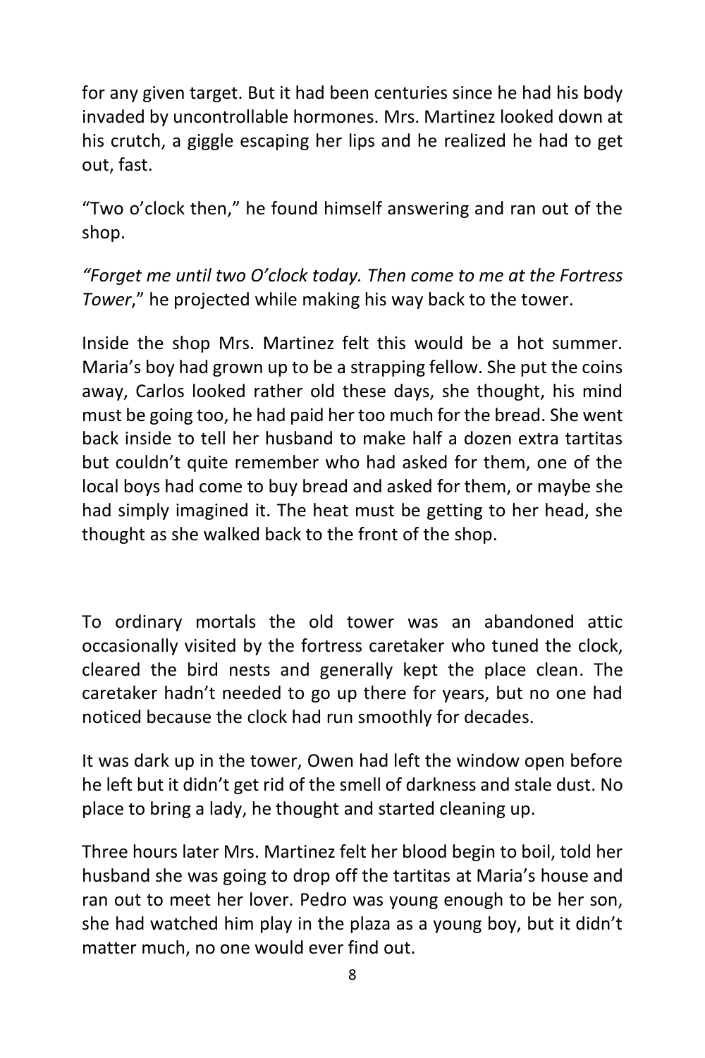for any given target. But it had been centuries since he had his body invaded by uncontrollable hormones. Mrs. Martinez looked down at his crutch, a giggle escaping her lips and he realized he had to get out, fast.

"Two o'clock then," he found himself answering and ran out of the shop.

*"Forget me until two O'clock today. Then come to me at the Fortress Tower*," he projected while making his way back to the tower.

Inside the shop Mrs. Martinez felt this would be a hot summer. Maria's boy had grown up to be a strapping fellow. She put the coins away, Carlos looked rather old these days, she thought, his mind must be going too, he had paid her too much for the bread. She went back inside to tell her husband to make half a dozen extra tartitas but couldn't quite remember who had asked for them, one of the local boys had come to buy bread and asked for them, or maybe she had simply imagined it. The heat must be getting to her head, she thought as she walked back to the front of the shop.

To ordinary mortals the old tower was an abandoned attic occasionally visited by the fortress caretaker who tuned the clock, cleared the bird nests and generally kept the place clean. The caretaker hadn't needed to go up there for years, but no one had noticed because the clock had run smoothly for decades.

It was dark up in the tower, Owen had left the window open before he left but it didn't get rid of the smell of darkness and stale dust. No place to bring a lady, he thought and started cleaning up.

Three hours later Mrs. Martinez felt her blood begin to boil, told her husband she was going to drop off the tartitas at Maria's house and ran out to meet her lover. Pedro was young enough to be her son, she had watched him play in the plaza as a young boy, but it didn't matter much, no one would ever find out.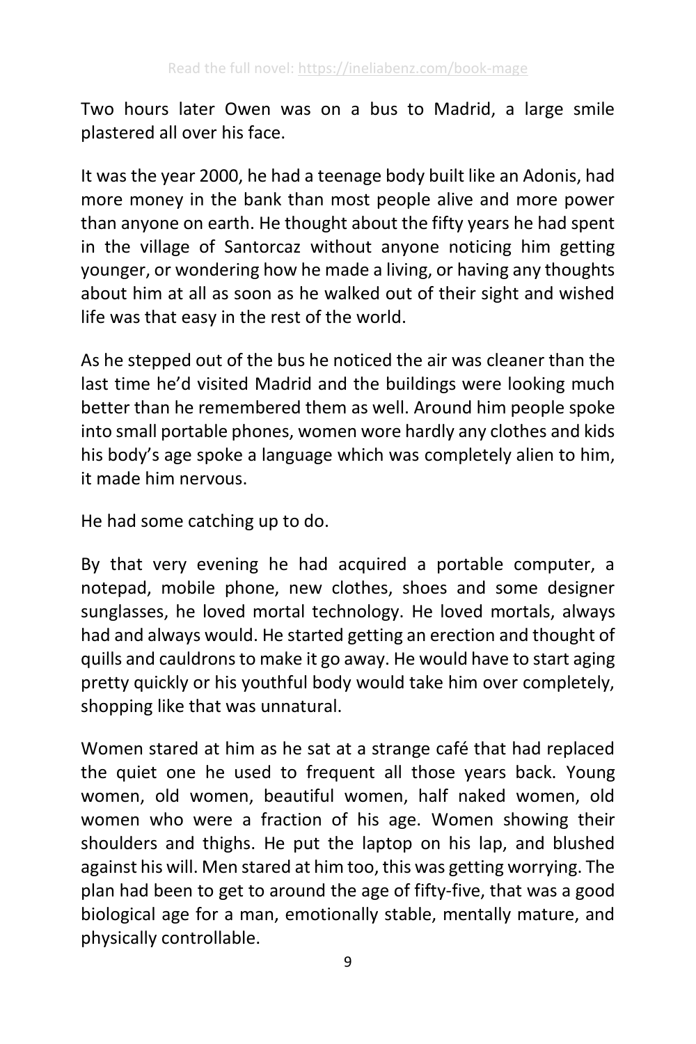Two hours later Owen was on a bus to Madrid, a large smile plastered all over his face.

It was the year 2000, he had a teenage body built like an Adonis, had more money in the bank than most people alive and more power than anyone on earth. He thought about the fifty years he had spent in the village of Santorcaz without anyone noticing him getting younger, or wondering how he made a living, or having any thoughts about him at all as soon as he walked out of their sight and wished life was that easy in the rest of the world.

As he stepped out of the bus he noticed the air was cleaner than the last time he'd visited Madrid and the buildings were looking much better than he remembered them as well. Around him people spoke into small portable phones, women wore hardly any clothes and kids his body's age spoke a language which was completely alien to him, it made him nervous.

He had some catching up to do.

By that very evening he had acquired a portable computer, a notepad, mobile phone, new clothes, shoes and some designer sunglasses, he loved mortal technology. He loved mortals, always had and always would. He started getting an erection and thought of quills and cauldrons to make it go away. He would have to start aging pretty quickly or his youthful body would take him over completely, shopping like that was unnatural.

Women stared at him as he sat at a strange café that had replaced the quiet one he used to frequent all those years back. Young women, old women, beautiful women, half naked women, old women who were a fraction of his age. Women showing their shoulders and thighs. He put the laptop on his lap, and blushed against his will. Men stared at him too, this was getting worrying. The plan had been to get to around the age of fifty-five, that was a good biological age for a man, emotionally stable, mentally mature, and physically controllable.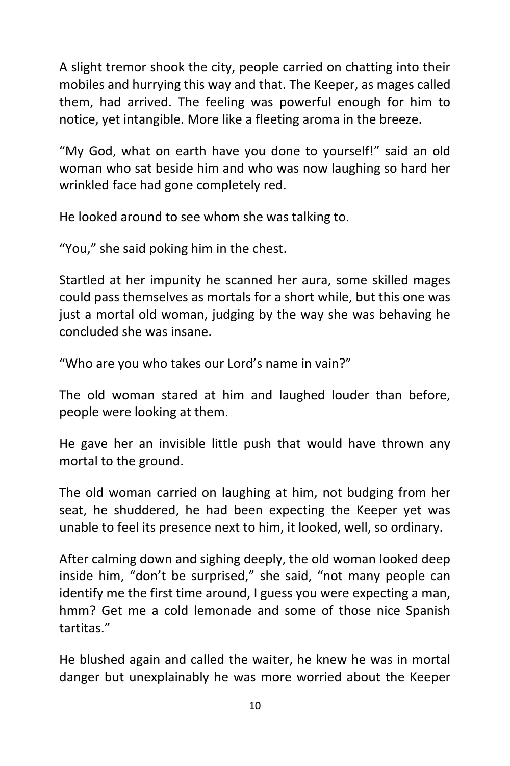A slight tremor shook the city, people carried on chatting into their mobiles and hurrying this way and that. The Keeper, as mages called them, had arrived. The feeling was powerful enough for him to notice, yet intangible. More like a fleeting aroma in the breeze.

"My God, what on earth have you done to yourself!" said an old woman who sat beside him and who was now laughing so hard her wrinkled face had gone completely red.

He looked around to see whom she was talking to.

"You," she said poking him in the chest.

Startled at her impunity he scanned her aura, some skilled mages could pass themselves as mortals for a short while, but this one was just a mortal old woman, judging by the way she was behaving he concluded she was insane.

"Who are you who takes our Lord's name in vain?"

The old woman stared at him and laughed louder than before, people were looking at them.

He gave her an invisible little push that would have thrown any mortal to the ground.

The old woman carried on laughing at him, not budging from her seat, he shuddered, he had been expecting the Keeper yet was unable to feel its presence next to him, it looked, well, so ordinary.

After calming down and sighing deeply, the old woman looked deep inside him, "don't be surprised," she said, "not many people can identify me the first time around, I guess you were expecting a man, hmm? Get me a cold lemonade and some of those nice Spanish tartitas."

He blushed again and called the waiter, he knew he was in mortal danger but unexplainably he was more worried about the Keeper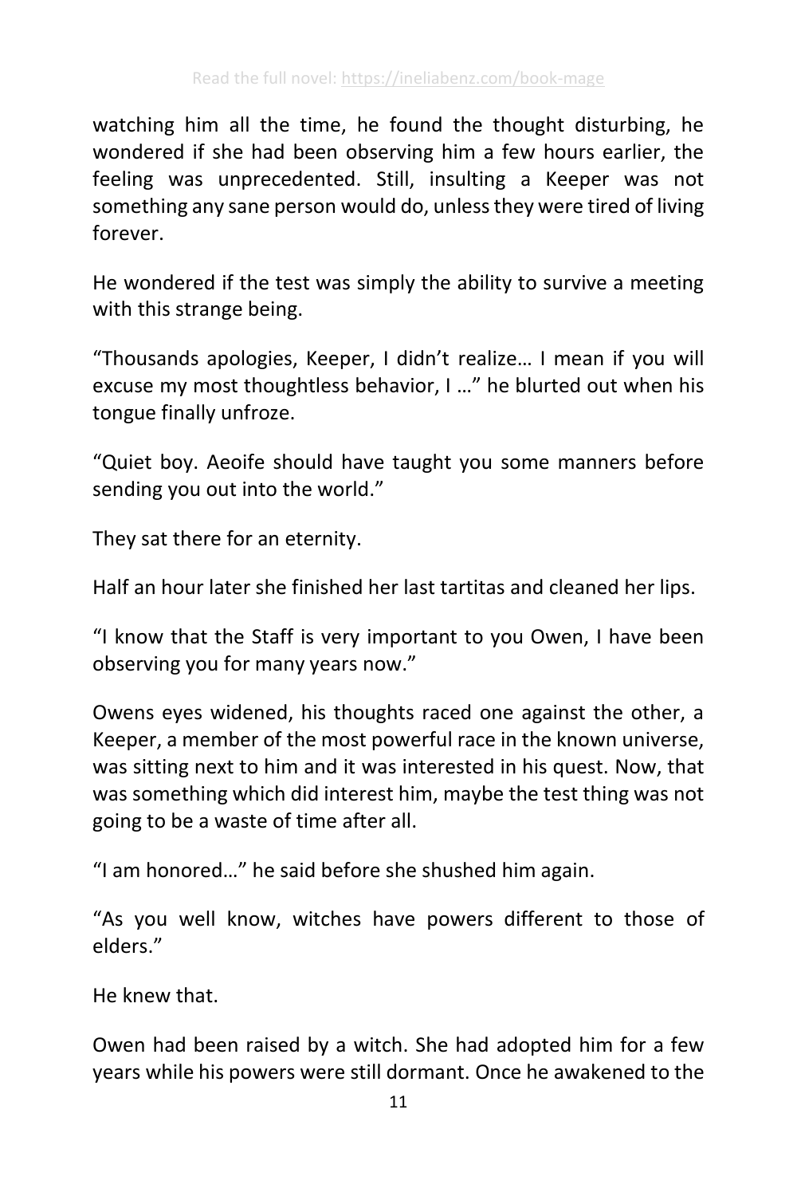watching him all the time, he found the thought disturbing, he wondered if she had been observing him a few hours earlier, the feeling was unprecedented. Still, insulting a Keeper was not something any sane person would do, unless they were tired of living forever.

He wondered if the test was simply the ability to survive a meeting with this strange being.

“Thousands apologies, Keeper, I didn’t realize… I mean if you will excuse my most thoughtless behavior, I …” he blurted out when his tongue finally unfroze.

“Quiet boy. Aeoife should have taught you some manners before sending you out into the world.”

They sat there for an eternity.

Half an hour later she finished her last tartitas and cleaned her lips.

“I know that the Staff is very important to you Owen, I have been observing you for many years now.”

Owens eyes widened, his thoughts raced one against the other, a Keeper, a member of the most powerful race in the known universe, was sitting next to him and it was interested in his quest. Now, that was something which did interest him, maybe the test thing was not going to be a waste of time after all.

“I am honored…” he said before she shushed him again.

“As you well know, witches have powers different to those of elders.”

He knew that.

Owen had been raised by a witch. She had adopted him for a few years while his powers were still dormant. Once he awakened to the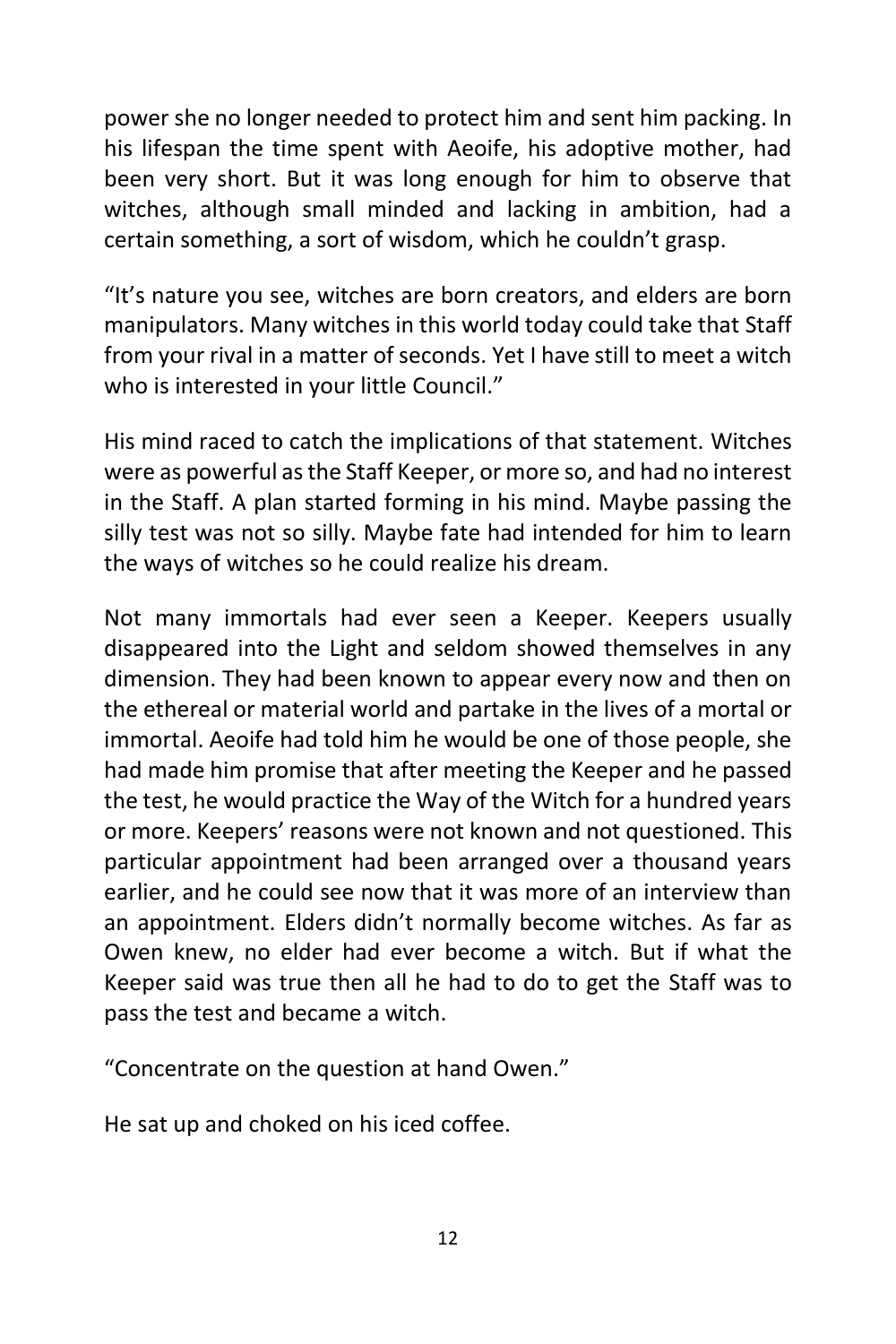power she no longer needed to protect him and sent him packing. In his lifespan the time spent with Aeoife, his adoptive mother, had been very short. But it was long enough for him to observe that witches, although small minded and lacking in ambition, had a certain something, a sort of wisdom, which he couldn't grasp.

"It's nature you see, witches are born creators, and elders are born manipulators. Many witches in this world today could take that Staff from your rival in a matter of seconds. Yet I have still to meet a witch who is interested in your little Council."

His mind raced to catch the implications of that statement. Witches were as powerful as the Staff Keeper, or more so, and had no interest in the Staff. A plan started forming in his mind. Maybe passing the silly test was not so silly. Maybe fate had intended for him to learn the ways of witches so he could realize his dream.

Not many immortals had ever seen a Keeper. Keepers usually disappeared into the Light and seldom showed themselves in any dimension. They had been known to appear every now and then on the ethereal or material world and partake in the lives of a mortal or immortal. Aeoife had told him he would be one of those people, she had made him promise that after meeting the Keeper and he passed the test, he would practice the Way of the Witch for a hundred years or more. Keepers' reasons were not known and not questioned. This particular appointment had been arranged over a thousand years earlier, and he could see now that it was more of an interview than an appointment. Elders didn't normally become witches. As far as Owen knew, no elder had ever become a witch. But if what the Keeper said was true then all he had to do to get the Staff was to pass the test and became a witch.

"Concentrate on the question at hand Owen."

He sat up and choked on his iced coffee.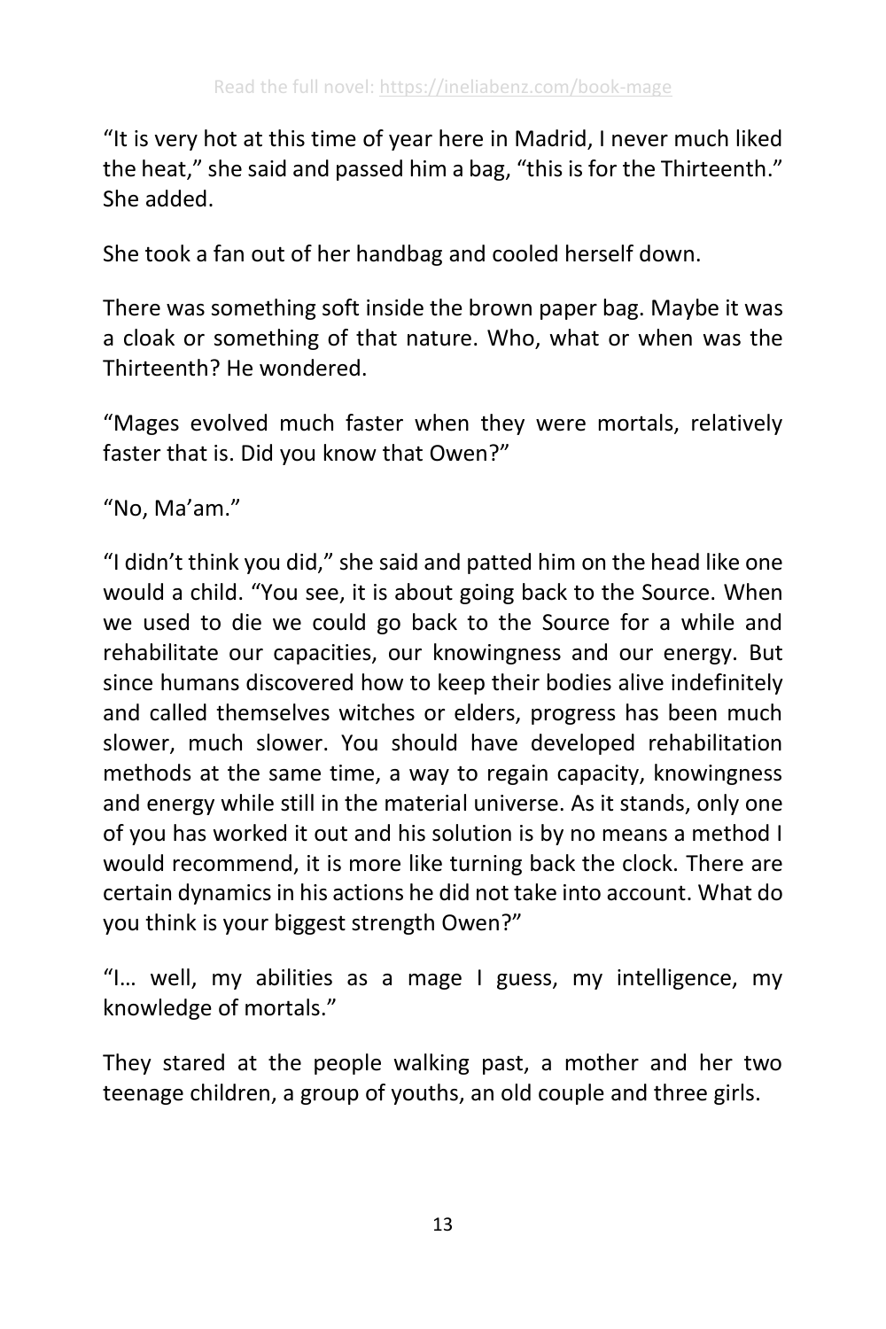"It is very hot at this time of year here in Madrid, I never much liked the heat," she said and passed him a bag, "this is for the Thirteenth." She added.

She took a fan out of her handbag and cooled herself down.

There was something soft inside the brown paper bag. Maybe it was a cloak or something of that nature. Who, what or when was the Thirteenth? He wondered.

"Mages evolved much faster when they were mortals, relatively faster that is. Did you know that Owen?"

"No, Ma'am."

"I didn't think you did," she said and patted him on the head like one would a child. "You see, it is about going back to the Source. When we used to die we could go back to the Source for a while and rehabilitate our capacities, our knowingness and our energy. But since humans discovered how to keep their bodies alive indefinitely and called themselves witches or elders, progress has been much slower, much slower. You should have developed rehabilitation methods at the same time, a way to regain capacity, knowingness and energy while still in the material universe. As it stands, only one of you has worked it out and his solution is by no means a method I would recommend, it is more like turning back the clock. There are certain dynamics in his actions he did not take into account. What do you think is your biggest strength Owen?"

"I… well, my abilities as a mage I guess, my intelligence, my knowledge of mortals."

They stared at the people walking past, a mother and her two teenage children, a group of youths, an old couple and three girls.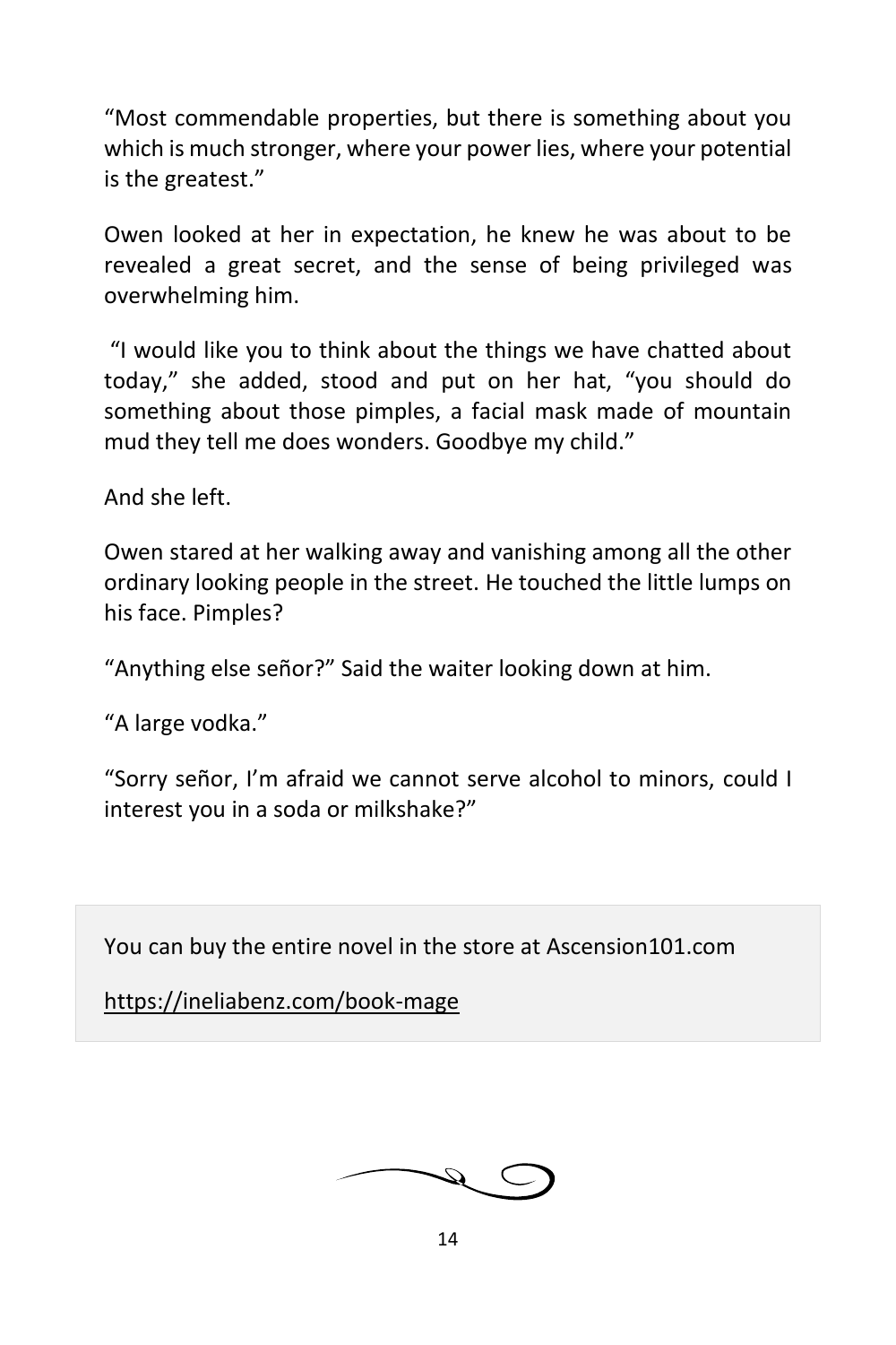"Most commendable properties, but there is something about you which is much stronger, where your power lies, where your potential is the greatest."

Owen looked at her in expectation, he knew he was about to be revealed a great secret, and the sense of being privileged was overwhelming him.

"I would like you to think about the things we have chatted about today," she added, stood and put on her hat, "you should do something about those pimples, a facial mask made of mountain mud they tell me does wonders. Goodbye my child."

And she left.

Owen stared at her walking away and vanishing among all the other ordinary looking people in the street. He touched the little lumps on his face. Pimples?

"Anything else señor?" Said the waiter looking down at him.

"A large vodka."

"Sorry señor, I'm afraid we cannot serve alcohol to minors, could I interest you in a soda or milkshake?"

You can buy the entire novel in the store at Ascension101.com

https://ineliabenz.com/book-mage